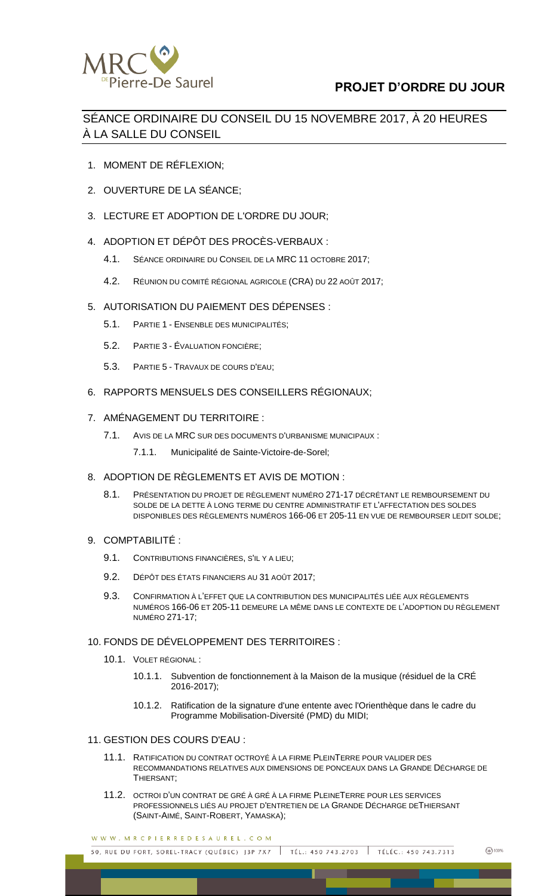MRC de Pierre-De Saurel

# PROJET D'ORDRE DU JOUR

## SÉANCE ORDINAIRE DU CONSEIL DU 15 NOVEMBRE 2017, À 20 HEURES À LA SALLE DU CONSEIL

1. MOMENT DE RÉFLEXION;
2. OUVERTURE DE LA SÉANCE;
3. LECTURE ET ADOPTION DE L'ORDRE DU JOUR;
4. ADOPTION ET DÉPÔT DES PROCÈS-VERBAUX :
   - 4.1. SÉANCE ORDINAIRE DU CONSEIL DE LA MRC 11 OCTOBRE 2017;
   - 4.2. RÉUNION DU COMITÉ RÉGIONAL AGRICOLE (CRA) DU 22 AOÛT 2017;
5. AUTORISATION DU PAIEMENT DES DÉPENSES :
   - 5.1. PARTIE 1 - ENSEMBLE DES MUNICIPALITÉS;
   - 5.2. PARTIE 3 - ÉVALUATION FONCIÈRE;
   - 5.3. PARTIE 5 - TRAVAUX DE COURS D'EAU;
6. RAPPORTS MENSUELS DES CONSEILLERS RÉGIONAUX;
7. AMÉNAGEMENT DU TERRITOIRE :
   - 7.1. AVIS DE LA MRC SUR DES DOCUMENTS D'URBANISME MUNICIPAUX :
     - 7.1.1. Municipalité de Sainte-Victoire-de-Sorel;
8. ADOPTION DE RÈGLEMENTS ET AVIS DE MOTION :
   - 8.1. PRÉSENTATION DU PROJET DE RÈGLEMENT NUMÉRO 271-17 DÉCRÉTANT LE REMBOURSEMENT DU SOLDE DE LA DETTE À LONG TERME DU CENTRE ADMINISTRATIF ET L'AFFECTATION DES SOLDES DISPONIBLES DES RÈGLEMENTS NUMÉROS 166-06 ET 205-11 EN VUE DE REMBOURSER LEDIT SOLDE;
9. COMPTABILITÉ :
   - 9.1. CONTRIBUTIONS FINANCIÈRES, S'IL Y A LIEU;
   - 9.2. DÉPÔT DES ÉTATS FINANCIERS AU 31 AOÛT 2017;
   - 9.3. CONFIRMATION À L'EFFET QUE LA CONTRIBUTION DES MUNICIPALITÉS LIÉE AUX RÈGLEMENTS NUMÉROS 166-06 ET 205-11 DEMEURE LA MÊME DANS LE CONTEXTE DE L'ADOPTION DU RÈGLEMENT NUMÉRO 271-17;
10. FONDS DE DÉVELOPPEMENT DES TERRITOIRES :
    - 10.1. VOLET RÉGIONAL :
      - 10.1.1. Subvention de fonctionnement à la Maison de la musique (résiduel de la CRÉ 2016-2017);
      - 10.1.2. Ratification de la signature d'une entente avec l'Orienthèque dans le cadre du Programme Mobilisation-Diversité (PMD) du MIDI;
11. GESTION DES COURS D'EAU :
    - 11.1. RATIFICATION DU CONTRAT OCTROYÉ À LA FIRME PLEINTERRE POUR VALIDER DES RECOMMANDATIONS RELATIVES AUX DIMENSIONS DE PONCEAUX DANS LA GRANDE DÉCHARGE DE THIERSANT;
    - 11.2. OCTROI D'UN CONTRAT DE GRÉ À GRÉ À LA FIRME PLEINETERRE POUR LES SERVICES PROFESSIONNELS LIÉS AU PROJET D'ENTRETIEN DE LA GRANDE DÉCHARGE DETHIERSANT (SAINT-AIMÉ, SAINT-ROBERT, YAMASKA);

WWW.MRCPIERREDESAUREL.COM

50, RUE DU FORT, SOREL-TRACY (QUÉBEC) J3P 7X7 | TÉL.: 450 743.2703 | TÉLÉC.: 450 743.7313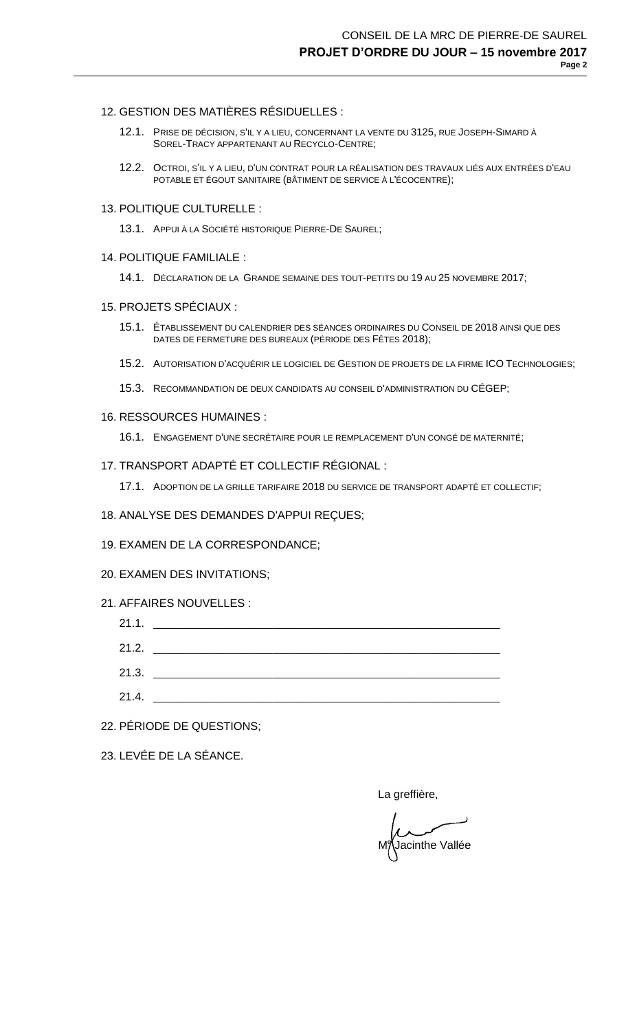12. GESTION DES MATIÈRES RÉSIDUELLES :

    12.1. PRISE DE DÉCISION, S'IL Y A LIEU, CONCERNANT LA VENTE DU 3125, RUE JOSEPH-SIMARD À SOREL-TRACY APPARTENANT AU RECYCLO-CENTRE;

    12.2. OCTROI, S'IL Y A LIEU, D'UN CONTRAT POUR LA RÉALISATION DES TRAVAUX LIÉS AUX ENTRÉES D'EAU POTABLE ET ÉGOUT SANITAIRE (BÂTIMENT DE SERVICE À L'ÉCOCENTRE);

13. POLITIQUE CULTURELLE :

    13.1. APPUI À LA SOCIÉTÉ HISTORIQUE PIERRE-DE SAUREL;

14. POLITIQUE FAMILIALE :

    14.1. DÉCLARATION DE LA GRANDE SEMAINE DES TOUT-PETITS DU 19 AU 25 NOVEMBRE 2017;

15. PROJETS SPÉCIAUX :

    15.1. ÉTABLISSEMENT DU CALENDRIER DES SÉANCES ORDINAIRES DU CONSEIL DE 2018 AINSI QUE DES DATES DE FERMETURE DES BUREAUX (PÉRIODE DES FÊTES 2018);

    15.2. AUTORISATION D'ACQUÉRIR LE LOGICIEL DE GESTION DE PROJETS DE LA FIRME ICO TECHNOLOGIES;

    15.3. RECOMMANDATION DE DEUX CANDIDATS AU CONSEIL D'ADMINISTRATION DU CÉGEP;

16. RESSOURCES HUMAINES :

    16.1. ENGAGEMENT D'UNE SECRÉTAIRE POUR LE REMPLACEMENT D'UN CONGÉ DE MATERNITÉ;

17. TRANSPORT ADAPTÉ ET COLLECTIF RÉGIONAL :

    17.1. ADOPTION DE LA GRILLE TARIFAIRE 2018 DU SERVICE DE TRANSPORT ADAPTÉ ET COLLECTIF;

18. ANALYSE DES DEMANDES D'APPUI REÇUES;

19. EXAMEN DE LA CORRESPONDANCE;

20. EXAMEN DES INVITATIONS;

21. AFFAIRES NOUVELLES :

    21.1. ______________________________

    21.2. ______________________________

    21.3. ______________________________

    21.4. ______________________________

22. PÉRIODE DE QUESTIONS;

23. LEVÉE DE LA SÉANCE.

La greffière,

Me Jacinthe Vallée